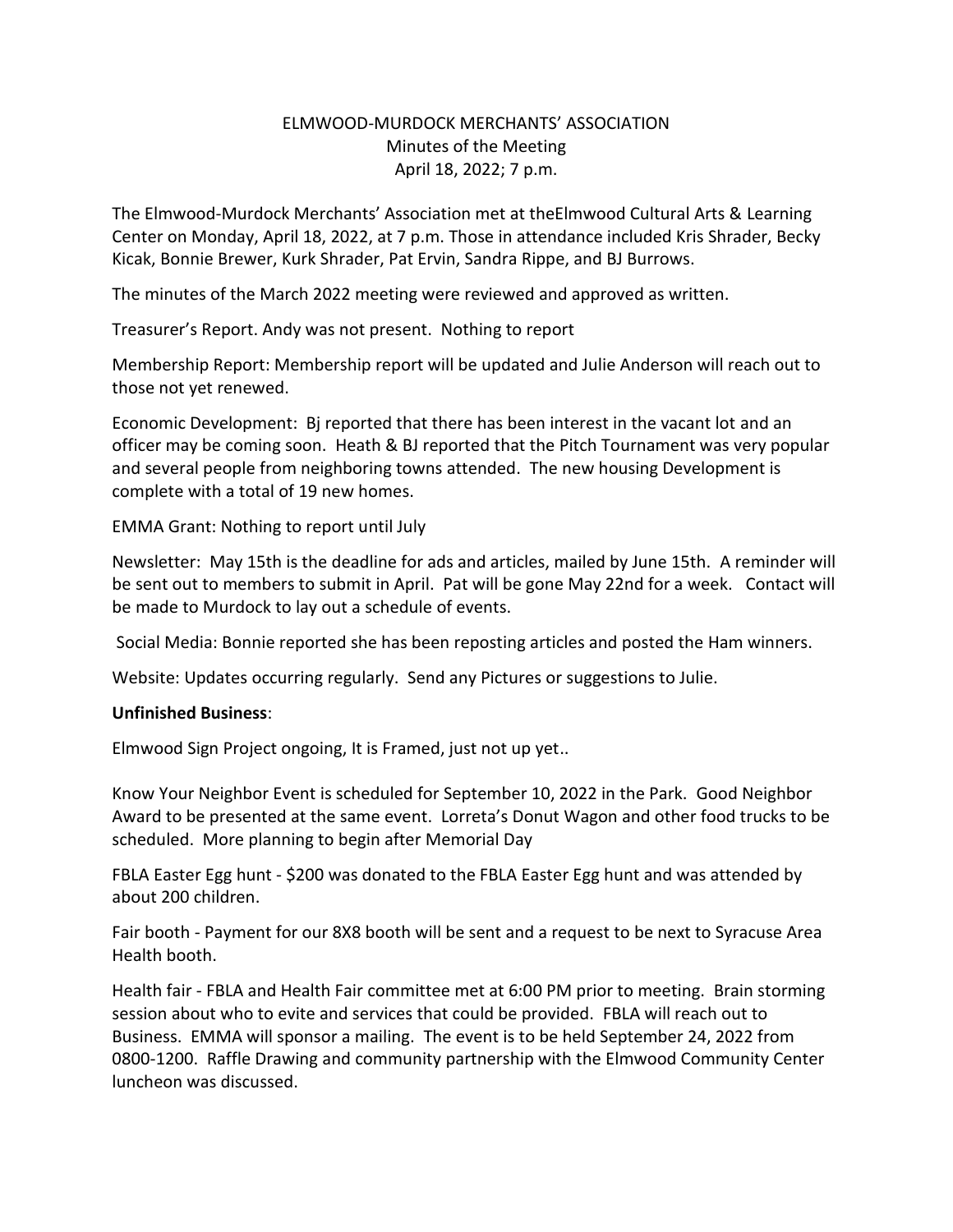ELMWOOD-MURDOCK MERCHANTS' ASSOCIATION
Minutes of the Meeting
April 18, 2022; 7 p.m.

The Elmwood-Murdock Merchants' Association met at theElmwood Cultural Arts & Learning Center on Monday, April 18, 2022, at 7 p.m. Those in attendance included Kris Shrader, Becky Kicak, Bonnie Brewer, Kurk Shrader, Pat Ervin, Sandra Rippe, and BJ Burrows.

The minutes of the March 2022 meeting were reviewed and approved as written.

Treasurer's Report. Andy was not present. Nothing to report

Membership Report: Membership report will be updated and Julie Anderson will reach out to those not yet renewed.

Economic Development: Bj reported that there has been interest in the vacant lot and an officer may be coming soon. Heath & BJ reported that the Pitch Tournament was very popular and several people from neighboring towns attended. The new housing Development is complete with a total of 19 new homes.

EMMA Grant: Nothing to report until July

Newsletter: May 15th is the deadline for ads and articles, mailed by June 15th. A reminder will be sent out to members to submit in April. Pat will be gone May 22nd for a week. Contact will be made to Murdock to lay out a schedule of events.

Social Media: Bonnie reported she has been reposting articles and posted the Ham winners.

Website: Updates occurring regularly. Send any Pictures or suggestions to Julie.

**Unfinished Business**:

Elmwood Sign Project ongoing, It is Framed, just not up yet..

Know Your Neighbor Event is scheduled for September 10, 2022 in the Park. Good Neighbor Award to be presented at the same event. Lorreta's Donut Wagon and other food trucks to be scheduled. More planning to begin after Memorial Day

FBLA Easter Egg hunt - $200 was donated to the FBLA Easter Egg hunt and was attended by about 200 children.

Fair booth - Payment for our 8X8 booth will be sent and a request to be next to Syracuse Area Health booth.

Health fair - FBLA and Health Fair committee met at 6:00 PM prior to meeting. Brain storming session about who to evite and services that could be provided. FBLA will reach out to Business. EMMA will sponsor a mailing. The event is to be held September 24, 2022 from 0800-1200. Raffle Drawing and community partnership with the Elmwood Community Center luncheon was discussed.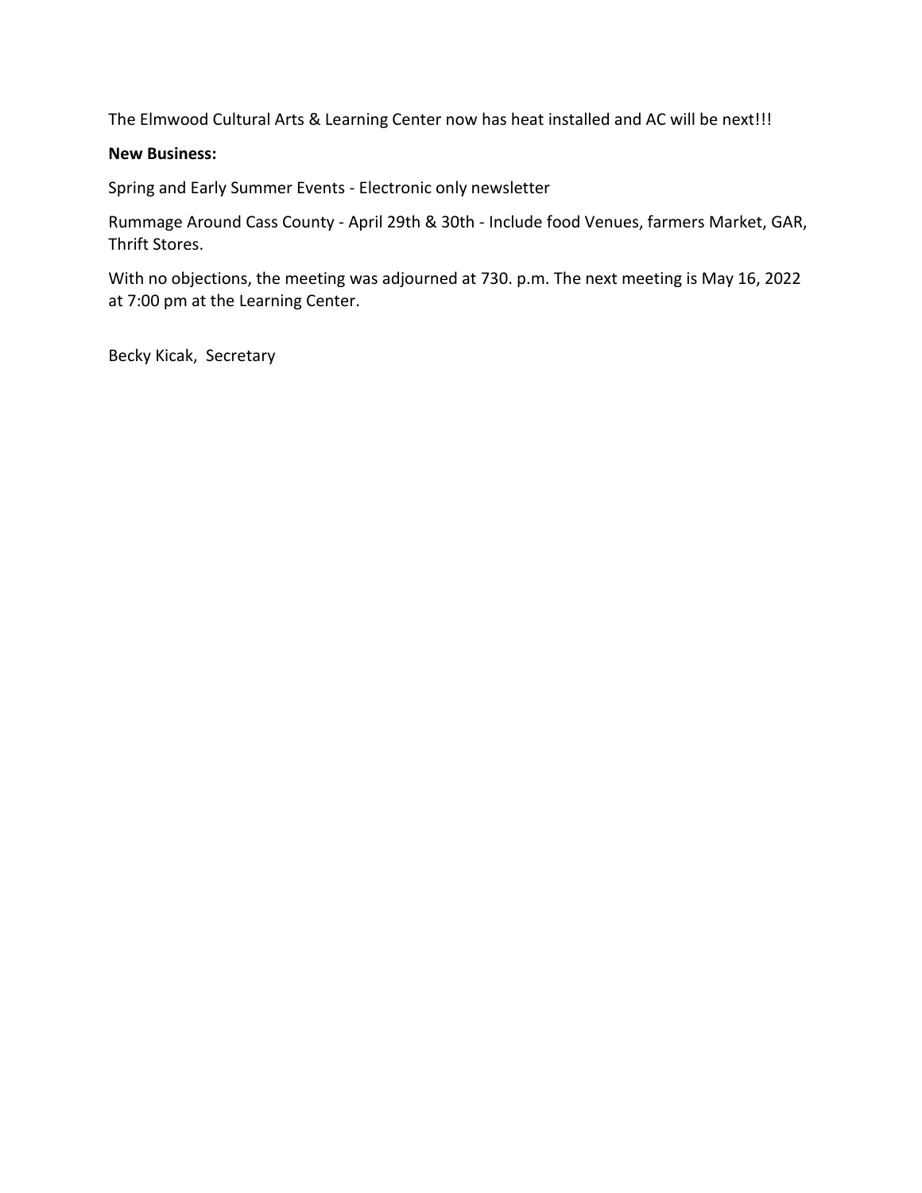The Elmwood Cultural Arts & Learning Center now has heat installed and AC will be next!!!

**New Business:**

Spring and Early Summer Events - Electronic only newsletter

Rummage Around Cass County - April 29th & 30th - Include food Venues, farmers Market, GAR, Thrift Stores.

With no objections, the meeting was adjourned at 730. p.m. The next meeting is May 16, 2022 at 7:00 pm at the Learning Center.

Becky Kicak, Secretary